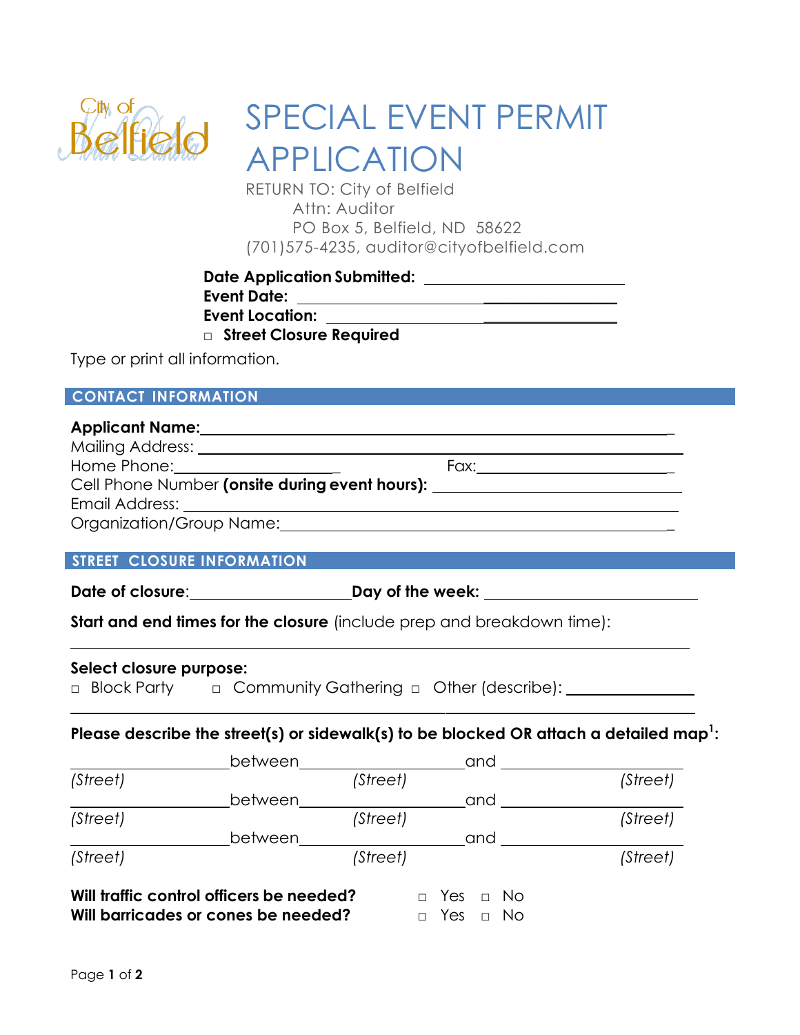City of Belfield

# SPECIAL EVENT PERMIT APPLICATION

RETURN TO: City of Belfield
Attn: Auditor
PO Box 5, Belfield, ND 58622
(701)575-4235, auditor@cityofbelfield.com

**Date Application Submitted:** ________________________

**Event Date:** ________________________

**Event Location:** ________________________

□ **Street Closure Required**

Type or print all information.

## CONTACT INFORMATION

**Applicant Name:** ____________________________________________

Mailing Address: ____________________________________________

Home Phone: ____________________ Fax: ____________________

Cell Phone Number **(onsite during event hours):** ____________________

Email Address: ____________________________________________

Organization/Group Name: ____________________________________________

## STREET CLOSURE INFORMATION

**Date of closure**: ____________________ **Day of the week:** ____________________

**Start and end times for the closure** (include prep and breakdown time):

____________________________________________

**Select closure purpose:**

□ Block Party □ Community Gathering □ Other (describe): ____________________

____________________________________________

**Please describe the street(s) or sidewalk(s) to be blocked OR attach a detailed map[1]:**

____________ between ____________ and ____________
*(Street)* *(Street)* *(Street)*

____________ between ____________ and ____________
*(Street)* *(Street)* *(Street)*

____________ between ____________ and ____________
*(Street)* *(Street)* *(Street)*

**Will traffic control officers be needed?** □ Yes □ No

**Will barricades or cones be needed?** □ Yes □ No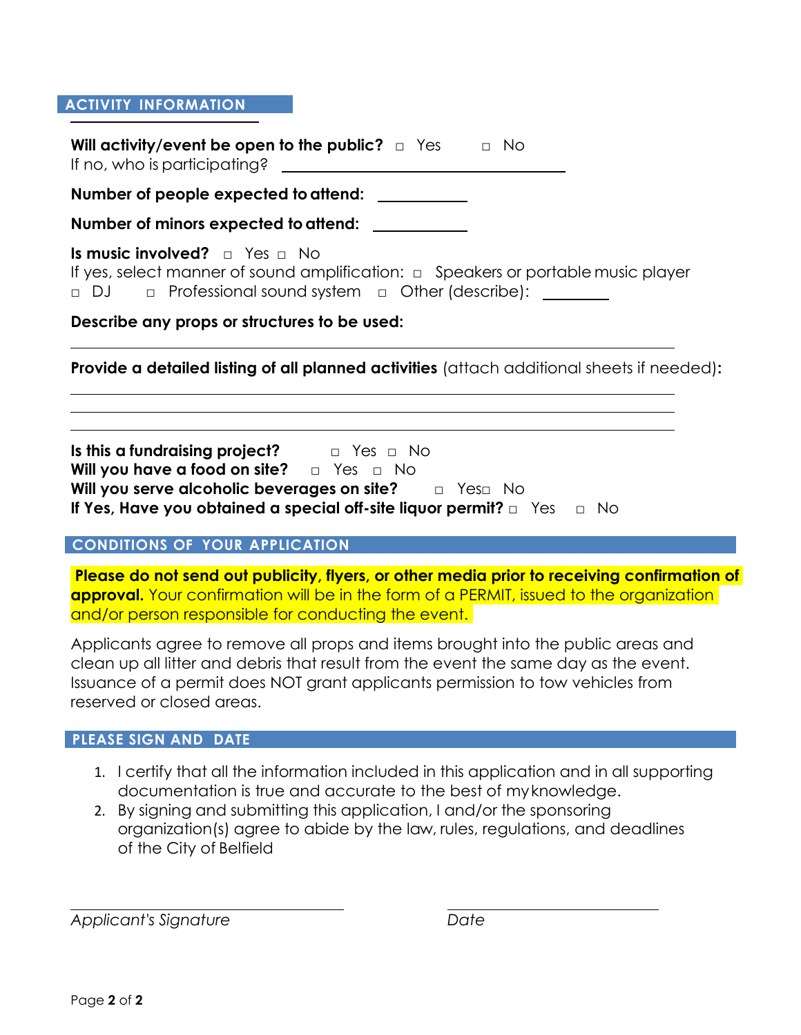## ACTIVITY INFORMATION

**Will activity/event be open to the public?** □ Yes □ No
If no, who is participating? ______________________________

**Number of people expected to attend:** __________

**Number of minors expected to attend:** __________

**Is music involved?** □ Yes □ No
If yes, select manner of sound amplification: □ Speakers or portable music player
□ DJ □ Professional sound system □ Other (describe): ________

**Describe any props or structures to be used:**

______________________________________________________________

**Provide a detailed listing of all planned activities** (attach additional sheets if needed)**:**

______________________________________________________________

______________________________________________________________

______________________________________________________________

**Is this a fundraising project?** □ Yes □ No
**Will you have a food on site?** □ Yes □ No
**Will you serve alcoholic beverages on site?** □ Yes□ No
**If Yes, Have you obtained a special off-site liquor permit?** □ Yes □ No

## CONDITIONS OF YOUR APPLICATION

**Please do not send out publicity, flyers, or other media prior to receiving confirmation of approval.** Your confirmation will be in the form of a PERMIT, issued to the organization and/or person responsible for conducting the event.

Applicants agree to remove all props and items brought into the public areas and clean up all litter and debris that result from the event the same day as the event. Issuance of a permit does NOT grant applicants permission to tow vehicles from reserved or closed areas.

## PLEASE SIGN AND DATE

1. I certify that all the information included in this application and in all supporting documentation is true and accurate to the best of my knowledge.
2. By signing and submitting this application, I and/or the sponsoring organization(s) agree to abide by the law, rules, regulations, and deadlines of the City of Belfield

______________________________ ______________________________
*Applicant's Signature* *Date*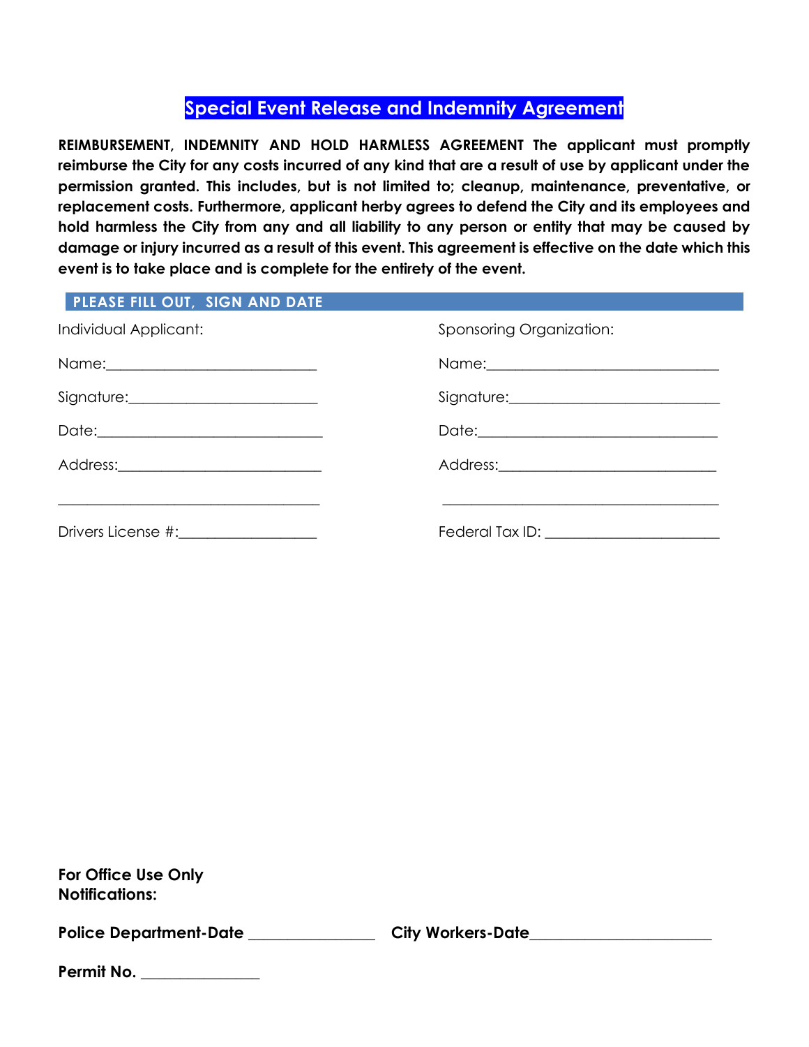# Special Event Release and Indemnity Agreement

**REIMBURSEMENT, INDEMNITY AND HOLD HARMLESS AGREEMENT The applicant must promptly reimburse the City for any costs incurred of any kind that are a result of use by applicant under the permission granted. This includes, but is not limited to; cleanup, maintenance, preventative, or replacement costs. Furthermore, applicant herby agrees to defend the City and its employees and hold harmless the City from any and all liability to any person or entity that may be caused by damage or injury incurred as a result of this event. This agreement is effective on the date which this event is to take place and is complete for the entirety of the event.**

## PLEASE FILL OUT, SIGN AND DATE

| Individual Applicant: | Sponsoring Organization: |
|---|---|
| Name:____________________________ | Name:______________________________ |
| Signature:________________________ | Signature:___________________________ |
| Date:______________________________ | Date:_______________________________ |
| Address:___________________________ | Address:____________________________ |
| ___________________________________ | ____________________________________ |
| Drivers License #:__________________ | Federal Tax ID: _______________________ |

**For Office Use Only**
**Notifications:**

**Police Department-Date** _______________ **City Workers-Date**_____________________

**Permit No.** ______________